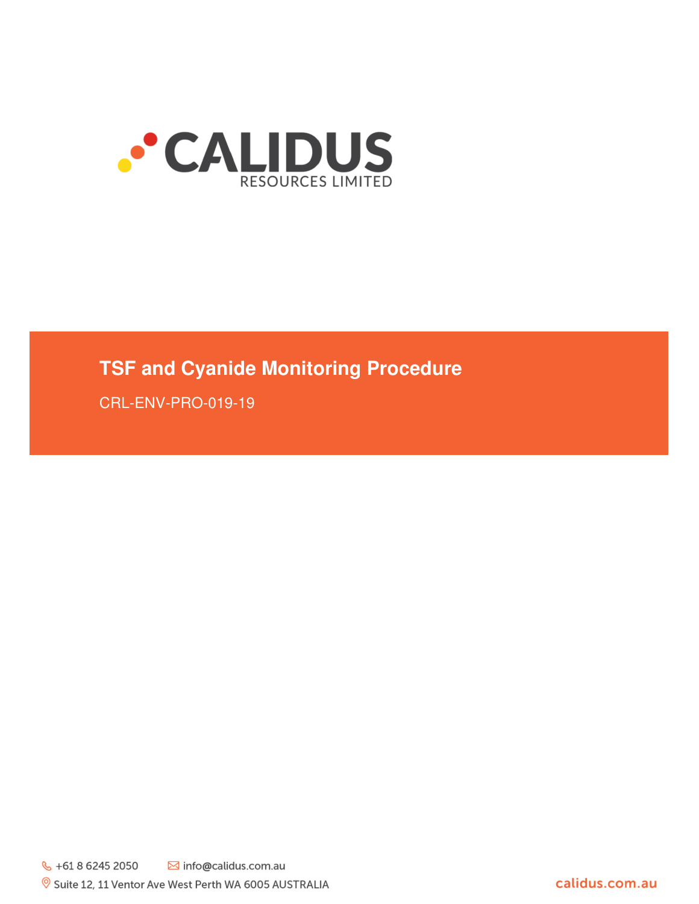CALIDUS

RESOURCES LIMITED

# TSF and Cyanide Monitoring Procedure

CRL-ENV-PRO-019-19

+61 8 6245 2050

info@calidus.com.au

Suite 12, 11 Ventor Ave West Perth WA 6005 AUSTRALIA

calidus.com.au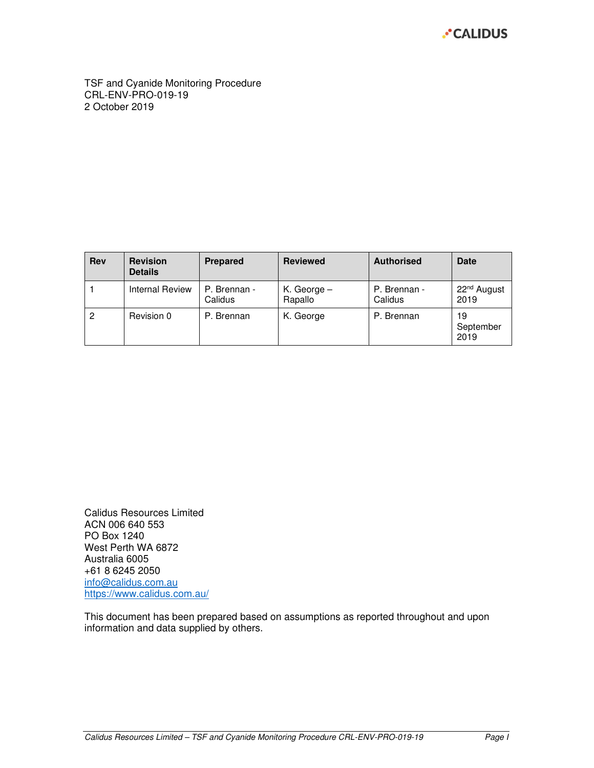TSF and Cyanide Monitoring Procedure
CRL-ENV-PRO-019-19
2 October 2019

| Rev | Revision Details | Prepared | Reviewed | Authorised | Date |
|---|---|---|---|---|---|
| 1 | Internal Review | P. Brennan - Calidus | K. George – Rapallo | P. Brennan - Calidus | 22nd August 2019 |
| 2 | Revision 0 | P. Brennan | K. George | P. Brennan | 19 September 2019 |

Calidus Resources Limited
ACN 006 640 553
PO Box 1240
West Perth WA 6872
Australia 6005
+61 8 6245 2050
info@calidus.com.au
https://www.calidus.com.au/

This document has been prepared based on assumptions as reported throughout and upon information and data supplied by others.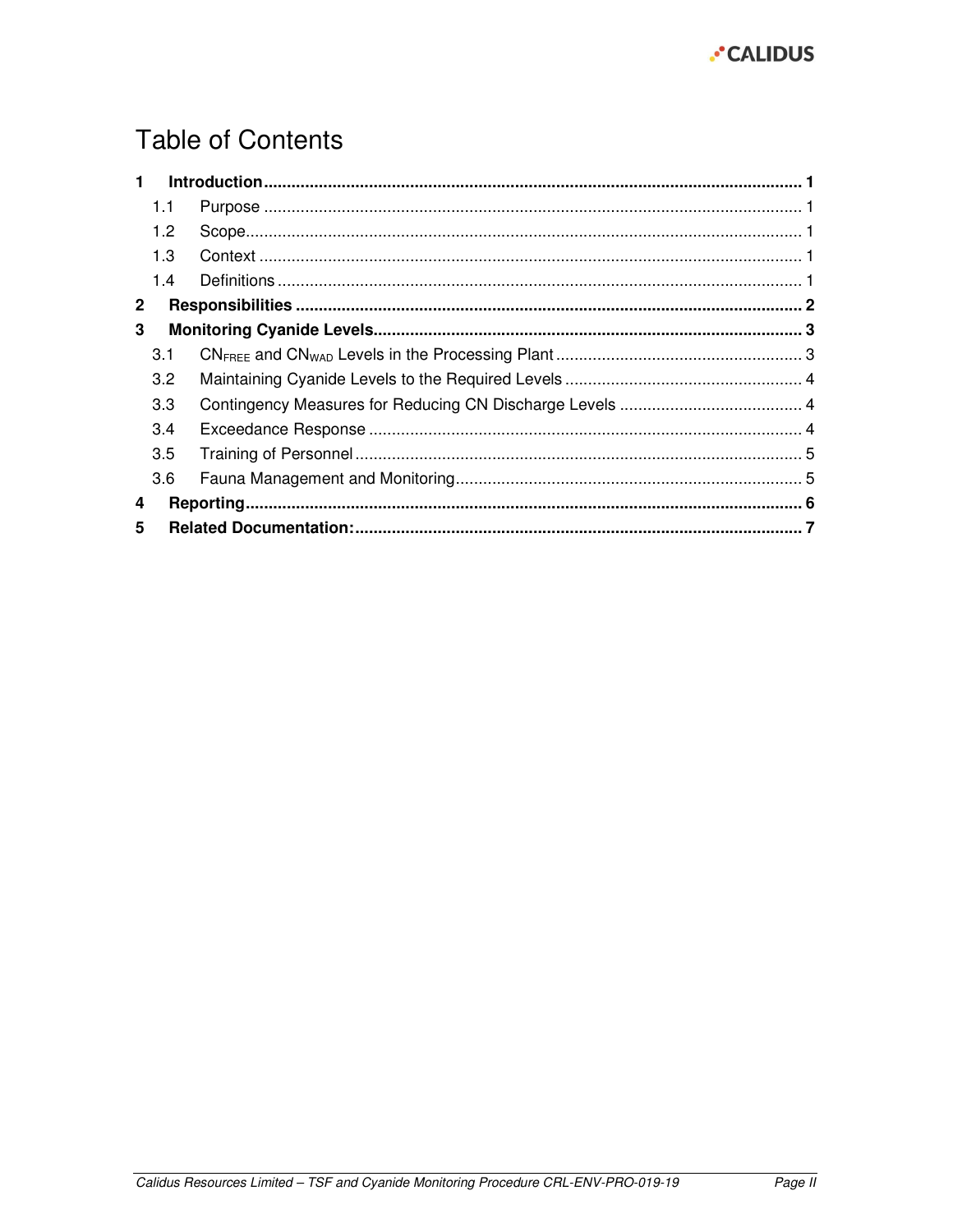# Table of Contents

- **1 Introduction** .......... **1**
  - 1.1 Purpose .......... 1
  - 1.2 Scope .......... 1
  - 1.3 Context .......... 1
  - 1.4 Definitions .......... 1
- **2 Responsibilities** .......... **2**
- **3 Monitoring Cyanide Levels** .......... **3**
  - 3.1 $CN_{FREE}$ and $CN_{WAD}$ Levels in the Processing Plant .......... 3
  - 3.2 Maintaining Cyanide Levels to the Required Levels .......... 4
  - 3.3 Contingency Measures for Reducing CN Discharge Levels .......... 4
  - 3.4 Exceedance Response .......... 4
  - 3.5 Training of Personnel .......... 5
  - 3.6 Fauna Management and Monitoring .......... 5
- **4 Reporting** .......... **6**
- **5 Related Documentation:** .......... **7**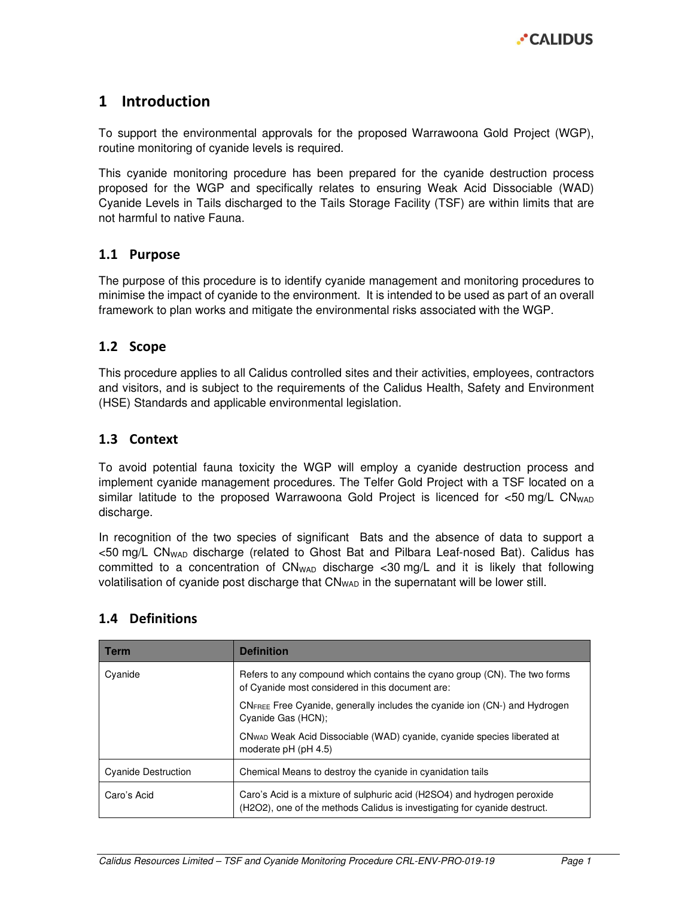# 1 Introduction

To support the environmental approvals for the proposed Warrawoona Gold Project (WGP), routine monitoring of cyanide levels is required.

This cyanide monitoring procedure has been prepared for the cyanide destruction process proposed for the WGP and specifically relates to ensuring Weak Acid Dissociable (WAD) Cyanide Levels in Tails discharged to the Tails Storage Facility (TSF) are within limits that are not harmful to native Fauna.

## 1.1 Purpose

The purpose of this procedure is to identify cyanide management and monitoring procedures to minimise the impact of cyanide to the environment. It is intended to be used as part of an overall framework to plan works and mitigate the environmental risks associated with the WGP.

## 1.2 Scope

This procedure applies to all Calidus controlled sites and their activities, employees, contractors and visitors, and is subject to the requirements of the Calidus Health, Safety and Environment (HSE) Standards and applicable environmental legislation.

## 1.3 Context

To avoid potential fauna toxicity the WGP will employ a cyanide destruction process and implement cyanide management procedures. The Telfer Gold Project with a TSF located on a similar latitude to the proposed Warrawoona Gold Project is licenced for <50 mg/L $CN_{WAD}$ discharge.

In recognition of the two species of significant Bats and the absence of data to support a <50 mg/L $CN_{WAD}$ discharge (related to Ghost Bat and Pilbara Leaf-nosed Bat). Calidus has committed to a concentration of $CN_{WAD}$ discharge <30 mg/L and it is likely that following volatilisation of cyanide post discharge that $CN_{WAD}$ in the supernatant will be lower still.

## 1.4 Definitions

| Term | Definition |
|---|---|
| Cyanide | Refers to any compound which contains the cyano group (CN). The two forms of Cyanide most considered in this document are:<br>$CN_{FREE}$ Free Cyanide, generally includes the cyanide ion (CN-) and Hydrogen Cyanide Gas (HCN);<br>$CN_{WAD}$ Weak Acid Dissociable (WAD) cyanide, cyanide species liberated at moderate pH (pH 4.5) |
| Cyanide Destruction | Chemical Means to destroy the cyanide in cyanidation tails |
| Caro's Acid | Caro's Acid is a mixture of sulphuric acid ($H_2SO_4$) and hydrogen peroxide ($H_2O_2$), one of the methods Calidus is investigating for cyanide destruct. |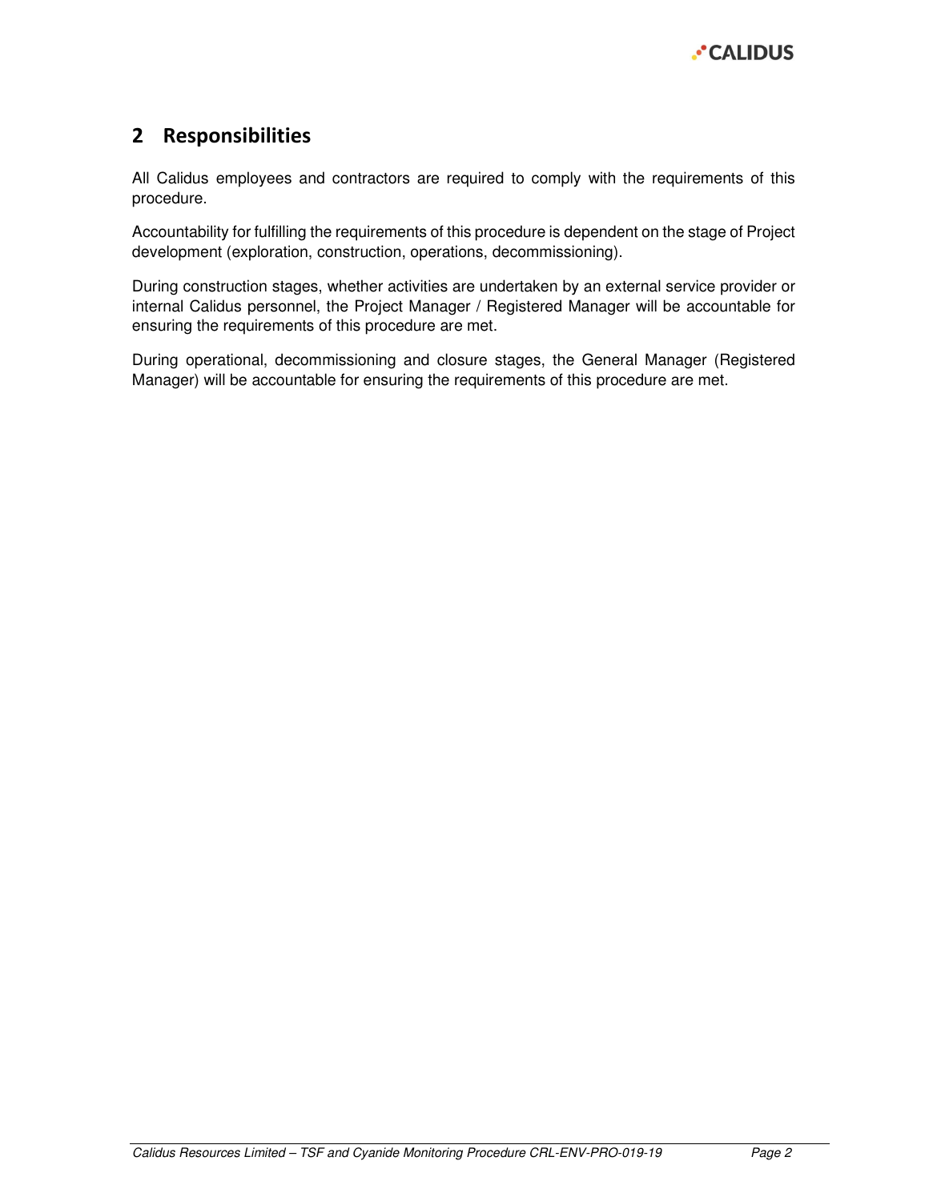## 2 Responsibilities

All Calidus employees and contractors are required to comply with the requirements of this procedure.

Accountability for fulfilling the requirements of this procedure is dependent on the stage of Project development (exploration, construction, operations, decommissioning).

During construction stages, whether activities are undertaken by an external service provider or internal Calidus personnel, the Project Manager / Registered Manager will be accountable for ensuring the requirements of this procedure are met.

During operational, decommissioning and closure stages, the General Manager (Registered Manager) will be accountable for ensuring the requirements of this procedure are met.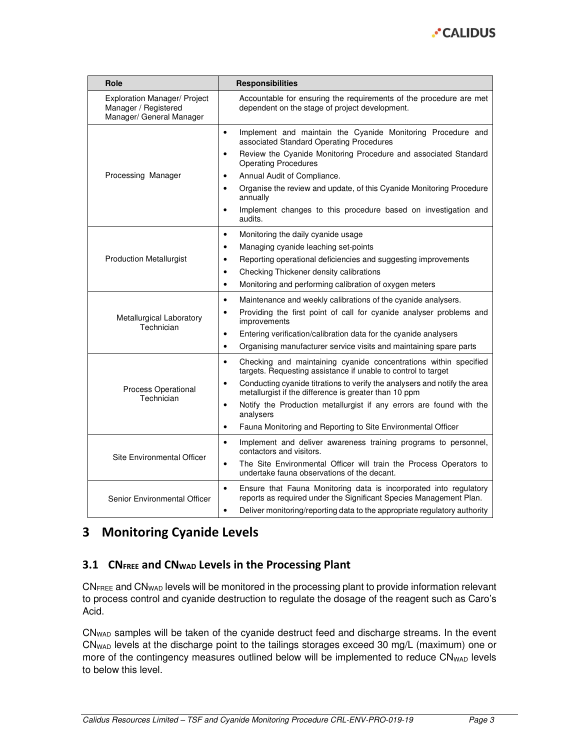| Role | Responsibilities |
|---|---|
| Exploration Manager/ Project Manager / Registered Manager/ General Manager | Accountable for ensuring the requirements of the procedure are met dependent on the stage of project development. |
| Processing Manager | • Implement and maintain the Cyanide Monitoring Procedure and associated Standard Operating Procedures<br>• Review the Cyanide Monitoring Procedure and associated Standard Operating Procedures<br>• Annual Audit of Compliance.<br>• Organise the review and update, of this Cyanide Monitoring Procedure annually<br>• Implement changes to this procedure based on investigation and audits. |
| Production Metallurgist | • Monitoring the daily cyanide usage<br>• Managing cyanide leaching set-points<br>• Reporting operational deficiencies and suggesting improvements<br>• Checking Thickener density calibrations<br>• Monitoring and performing calibration of oxygen meters |
| Metallurgical Laboratory Technician | • Maintenance and weekly calibrations of the cyanide analysers.<br>• Providing the first point of call for cyanide analyser problems and improvements<br>• Entering verification/calibration data for the cyanide analysers<br>• Organising manufacturer service visits and maintaining spare parts |
| Process Operational Technician | • Checking and maintaining cyanide concentrations within specified targets. Requesting assistance if unable to control to target<br>• Conducting cyanide titrations to verify the analysers and notify the area metallurgist if the difference is greater than 10 ppm<br>• Notify the Production metallurgist if any errors are found with the analysers<br>• Fauna Monitoring and Reporting to Site Environmental Officer |
| Site Environmental Officer | • Implement and deliver awareness training programs to personnel, contactors and visitors.<br>• The Site Environmental Officer will train the Process Operators to undertake fauna observations of the decant. |
| Senior Environmental Officer | • Ensure that Fauna Monitoring data is incorporated into regulatory reports as required under the Significant Species Management Plan.<br>• Deliver monitoring/reporting data to the appropriate regulatory authority |

# 3 Monitoring Cyanide Levels

## 3.1 $CN_{FREE}$ and $CN_{WAD}$ Levels in the Processing Plant

$CN_{FREE}$ and $CN_{WAD}$ levels will be monitored in the processing plant to provide information relevant to process control and cyanide destruction to regulate the dosage of the reagent such as Caro's Acid.

$CN_{WAD}$ samples will be taken of the cyanide destruct feed and discharge streams. In the event $CN_{WAD}$ levels at the discharge point to the tailings storages exceed 30 mg/L (maximum) one or more of the contingency measures outlined below will be implemented to reduce $CN_{WAD}$ levels to below this level.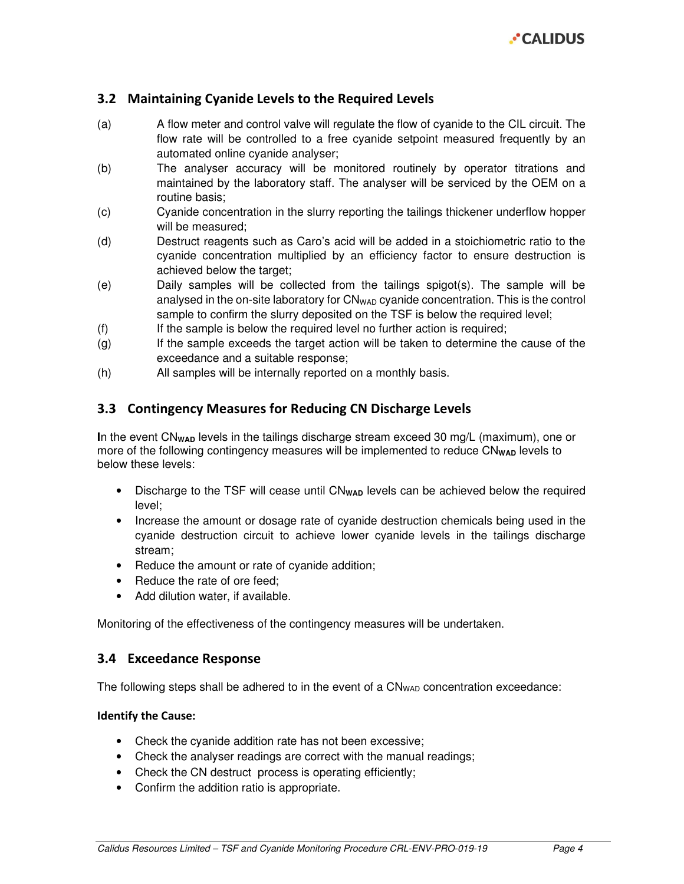## 3.2 Maintaining Cyanide Levels to the Required Levels

(a) A flow meter and control valve will regulate the flow of cyanide to the CIL circuit. The flow rate will be controlled to a free cyanide setpoint measured frequently by an automated online cyanide analyser;

(b) The analyser accuracy will be monitored routinely by operator titrations and maintained by the laboratory staff. The analyser will be serviced by the OEM on a routine basis;

(c) Cyanide concentration in the slurry reporting the tailings thickener underflow hopper will be measured;

(d) Destruct reagents such as Caro's acid will be added in a stoichiometric ratio to the cyanide concentration multiplied by an efficiency factor to ensure destruction is achieved below the target;

(e) Daily samples will be collected from the tailings spigot(s). The sample will be analysed in the on-site laboratory for $CN_{WAD}$ cyanide concentration. This is the control sample to confirm the slurry deposited on the TSF is below the required level;

(f) If the sample is below the required level no further action is required;

(g) If the sample exceeds the target action will be taken to determine the cause of the exceedance and a suitable response;

(h) All samples will be internally reported on a monthly basis.

## 3.3 Contingency Measures for Reducing CN Discharge Levels

In the event $CN_{WAD}$ levels in the tailings discharge stream exceed 30 mg/L (maximum), one or more of the following contingency measures will be implemented to reduce $CN_{WAD}$ levels to below these levels:

- Discharge to the TSF will cease until $CN_{WAD}$ levels can be achieved below the required level;
- Increase the amount or dosage rate of cyanide destruction chemicals being used in the cyanide destruction circuit to achieve lower cyanide levels in the tailings discharge stream;
- Reduce the amount or rate of cyanide addition;
- Reduce the rate of ore feed;
- Add dilution water, if available.

Monitoring of the effectiveness of the contingency measures will be undertaken.

## 3.4 Exceedance Response

The following steps shall be adhered to in the event of a $CN_{WAD}$ concentration exceedance:

**Identify the Cause:**

- Check the cyanide addition rate has not been excessive;
- Check the analyser readings are correct with the manual readings;
- Check the CN destruct process is operating efficiently;
- Confirm the addition ratio is appropriate.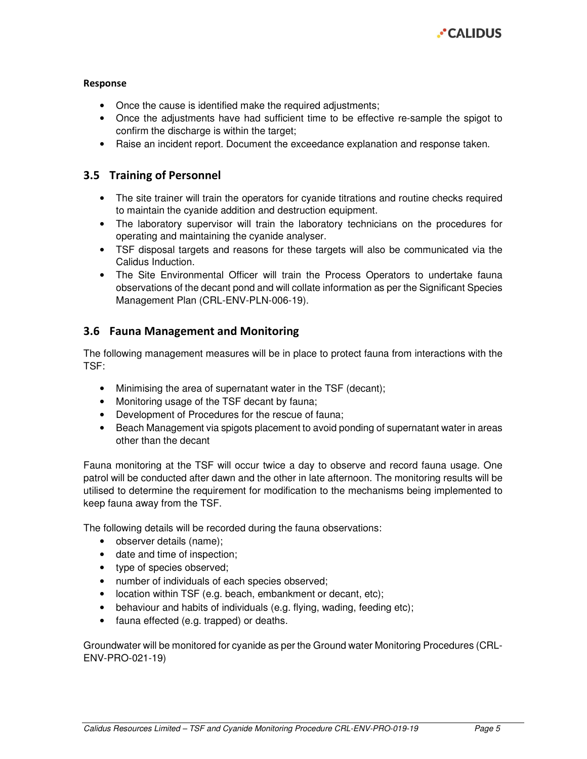**Response**

- Once the cause is identified make the required adjustments;
- Once the adjustments have had sufficient time to be effective re-sample the spigot to confirm the discharge is within the target;
- Raise an incident report. Document the exceedance explanation and response taken.

## 3.5 Training of Personnel

- The site trainer will train the operators for cyanide titrations and routine checks required to maintain the cyanide addition and destruction equipment.
- The laboratory supervisor will train the laboratory technicians on the procedures for operating and maintaining the cyanide analyser.
- TSF disposal targets and reasons for these targets will also be communicated via the Calidus Induction.
- The Site Environmental Officer will train the Process Operators to undertake fauna observations of the decant pond and will collate information as per the Significant Species Management Plan (CRL-ENV-PLN-006-19).

## 3.6 Fauna Management and Monitoring

The following management measures will be in place to protect fauna from interactions with the TSF:

- Minimising the area of supernatant water in the TSF (decant);
- Monitoring usage of the TSF decant by fauna;
- Development of Procedures for the rescue of fauna;
- Beach Management via spigots placement to avoid ponding of supernatant water in areas other than the decant

Fauna monitoring at the TSF will occur twice a day to observe and record fauna usage. One patrol will be conducted after dawn and the other in late afternoon. The monitoring results will be utilised to determine the requirement for modification to the mechanisms being implemented to keep fauna away from the TSF.

The following details will be recorded during the fauna observations:

- observer details (name);
- date and time of inspection;
- type of species observed;
- number of individuals of each species observed;
- location within TSF (e.g. beach, embankment or decant, etc);
- behaviour and habits of individuals (e.g. flying, wading, feeding etc);
- fauna effected (e.g. trapped) or deaths.

Groundwater will be monitored for cyanide as per the Ground water Monitoring Procedures (CRL-ENV-PRO-021-19)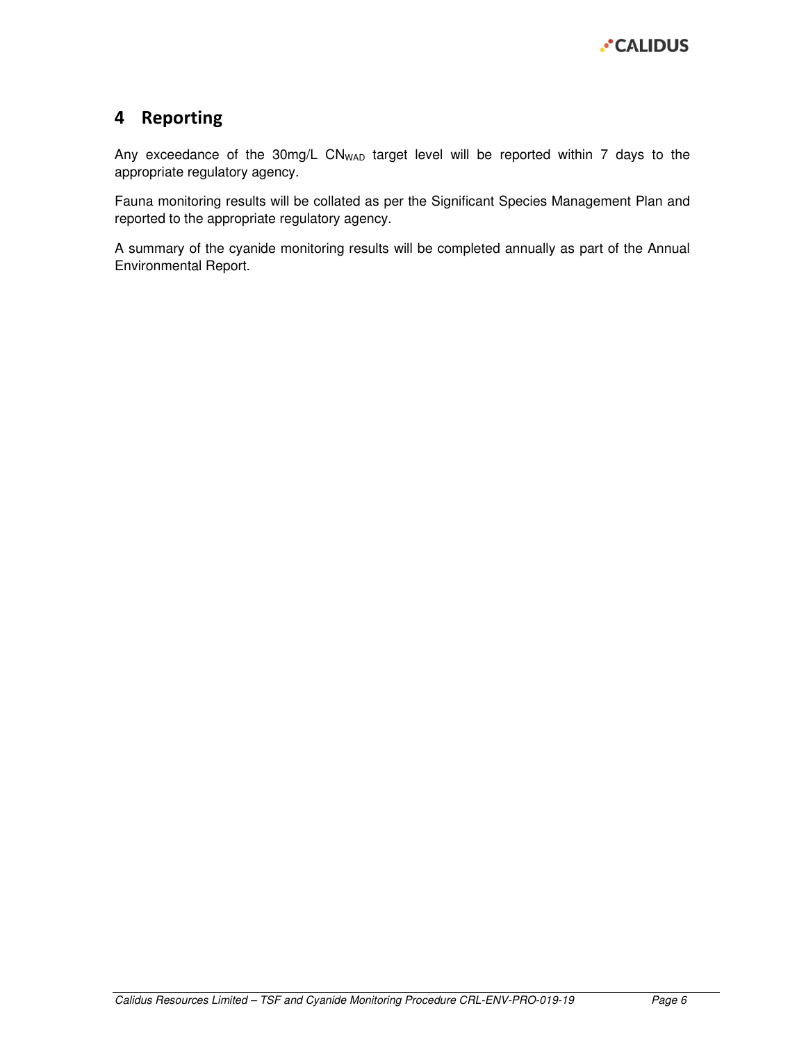# 4 Reporting

Any exceedance of the 30mg/L $CN_{WAD}$ target level will be reported within 7 days to the appropriate regulatory agency.

Fauna monitoring results will be collated as per the Significant Species Management Plan and reported to the appropriate regulatory agency.

A summary of the cyanide monitoring results will be completed annually as part of the Annual Environmental Report.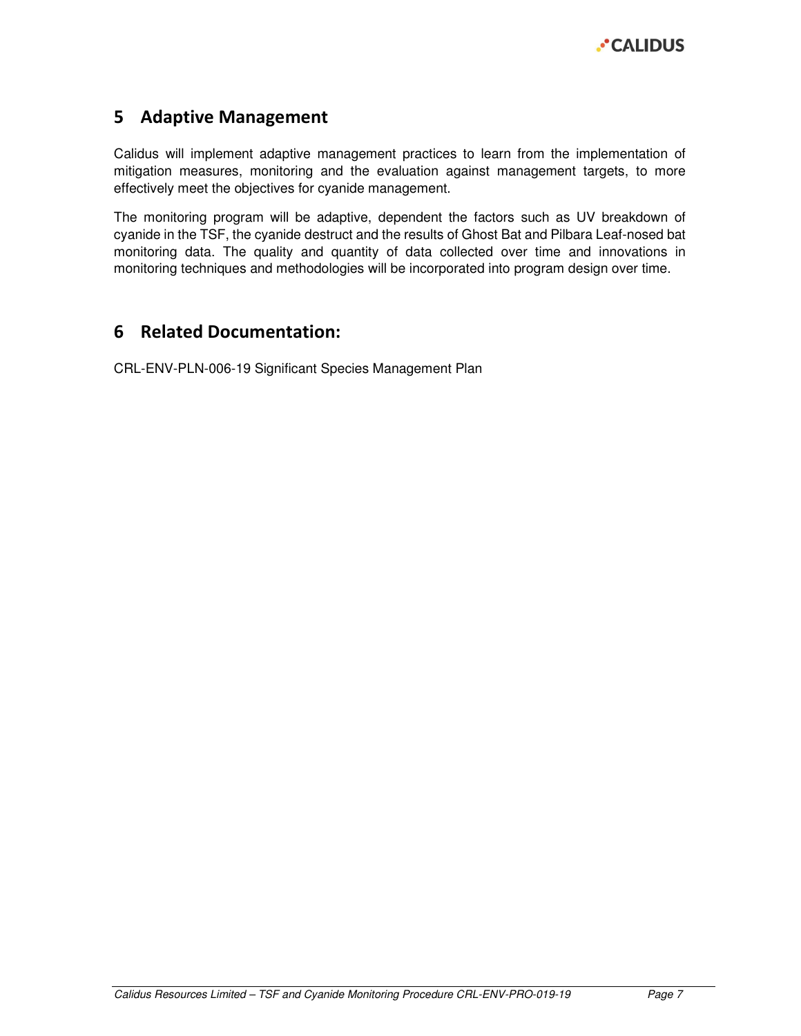# 5 Adaptive Management

Calidus will implement adaptive management practices to learn from the implementation of mitigation measures, monitoring and the evaluation against management targets, to more effectively meet the objectives for cyanide management.

The monitoring program will be adaptive, dependent the factors such as UV breakdown of cyanide in the TSF, the cyanide destruct and the results of Ghost Bat and Pilbara Leaf-nosed bat monitoring data. The quality and quantity of data collected over time and innovations in monitoring techniques and methodologies will be incorporated into program design over time.

# 6 Related Documentation:

CRL-ENV-PLN-006-19 Significant Species Management Plan